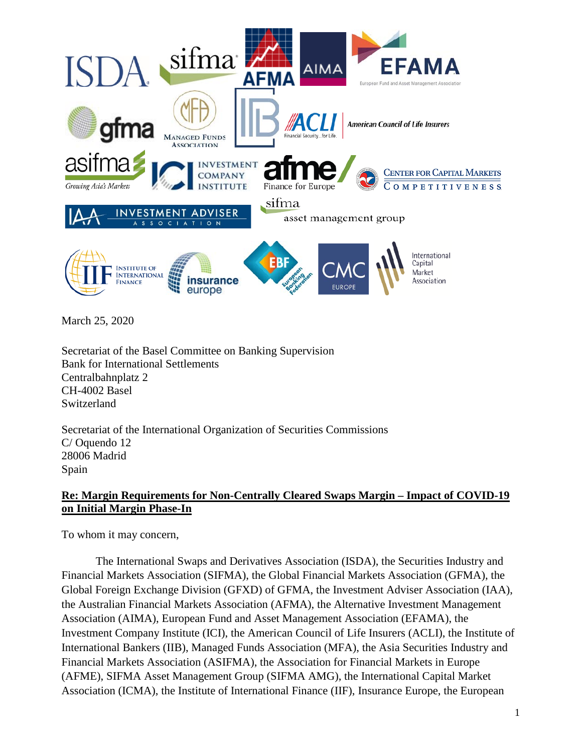March 25, 2020

Secretariat of the Basel Committee on Banking Supervision
Bank for International Settlements
Centralbahnplatz 2
CH-4002 Basel
Switzerland

Secretariat of the International Organization of Securities Commissions
C/ Oquendo 12
28006 Madrid
Spain

**Re: Margin Requirements for Non-Centrally Cleared Swaps Margin – Impact of COVID-19 on Initial Margin Phase-In**

To whom it may concern,

The International Swaps and Derivatives Association (ISDA), the Securities Industry and Financial Markets Association (SIFMA), the Global Financial Markets Association (GFMA), the Global Foreign Exchange Division (GFXD) of GFMA, the Investment Adviser Association (IAA), the Australian Financial Markets Association (AFMA), the Alternative Investment Management Association (AIMA), European Fund and Asset Management Association (EFAMA), the Investment Company Institute (ICI), the American Council of Life Insurers (ACLI), the Institute of International Bankers (IIB), Managed Funds Association (MFA), the Asia Securities Industry and Financial Markets Association (ASIFMA), the Association for Financial Markets in Europe (AFME), SIFMA Asset Management Group (SIFMA AMG), the International Capital Market Association (ICMA), the Institute of International Finance (IIF), Insurance Europe, the European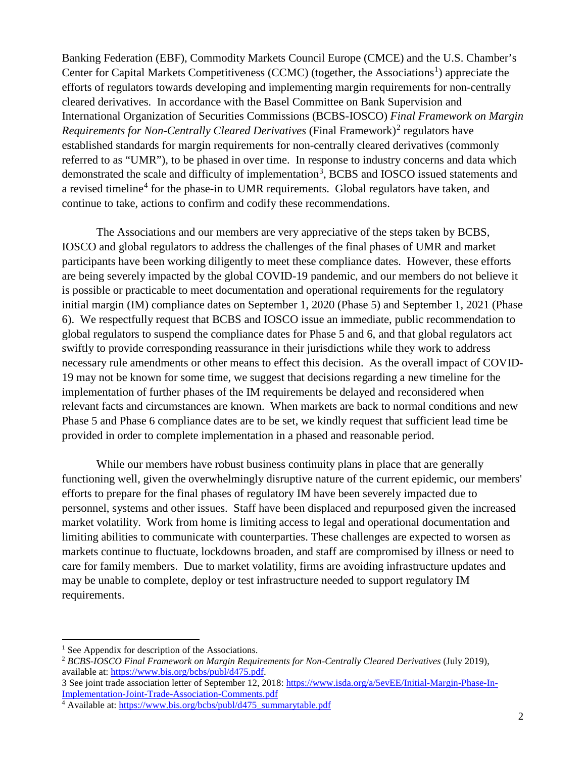Banking Federation (EBF), Commodity Markets Council Europe (CMCE) and the U.S. Chamber's Center for Capital Markets Competitiveness (CCMC) (together, the Associations[1]) appreciate the efforts of regulators towards developing and implementing margin requirements for non-centrally cleared derivatives. In accordance with the Basel Committee on Bank Supervision and International Organization of Securities Commissions (BCBS-IOSCO) *Final Framework on Margin Requirements for Non-Centrally Cleared Derivatives* (Final Framework)[2] regulators have established standards for margin requirements for non-centrally cleared derivatives (commonly referred to as "UMR"), to be phased in over time. In response to industry concerns and data which demonstrated the scale and difficulty of implementation[3], BCBS and IOSCO issued statements and a revised timeline[4] for the phase-in to UMR requirements. Global regulators have taken, and continue to take, actions to confirm and codify these recommendations.

The Associations and our members are very appreciative of the steps taken by BCBS, IOSCO and global regulators to address the challenges of the final phases of UMR and market participants have been working diligently to meet these compliance dates. However, these efforts are being severely impacted by the global COVID-19 pandemic, and our members do not believe it is possible or practicable to meet documentation and operational requirements for the regulatory initial margin (IM) compliance dates on September 1, 2020 (Phase 5) and September 1, 2021 (Phase 6). We respectfully request that BCBS and IOSCO issue an immediate, public recommendation to global regulators to suspend the compliance dates for Phase 5 and 6, and that global regulators act swiftly to provide corresponding reassurance in their jurisdictions while they work to address necessary rule amendments or other means to effect this decision. As the overall impact of COVID-19 may not be known for some time, we suggest that decisions regarding a new timeline for the implementation of further phases of the IM requirements be delayed and reconsidered when relevant facts and circumstances are known. When markets are back to normal conditions and new Phase 5 and Phase 6 compliance dates are to be set, we kindly request that sufficient lead time be provided in order to complete implementation in a phased and reasonable period.

While our members have robust business continuity plans in place that are generally functioning well, given the overwhelmingly disruptive nature of the current epidemic, our members' efforts to prepare for the final phases of regulatory IM have been severely impacted due to personnel, systems and other issues. Staff have been displaced and repurposed given the increased market volatility. Work from home is limiting access to legal and operational documentation and limiting abilities to communicate with counterparties. These challenges are expected to worsen as markets continue to fluctuate, lockdowns broaden, and staff are compromised by illness or need to care for family members. Due to market volatility, firms are avoiding infrastructure updates and may be unable to complete, deploy or test infrastructure needed to support regulatory IM requirements.

---

[1] See Appendix for description of the Associations.

[2] *BCBS-IOSCO Final Framework on Margin Requirements for Non-Centrally Cleared Derivatives* (July 2019), available at: https://www.bis.org/bcbs/publ/d475.pdf.

[3] See joint trade association letter of September 12, 2018: https://www.isda.org/a/5evEE/Initial-Margin-Phase-In-Implementation-Joint-Trade-Association-Comments.pdf

[4] Available at: https://www.bis.org/bcbs/publ/d475_summarytable.pdf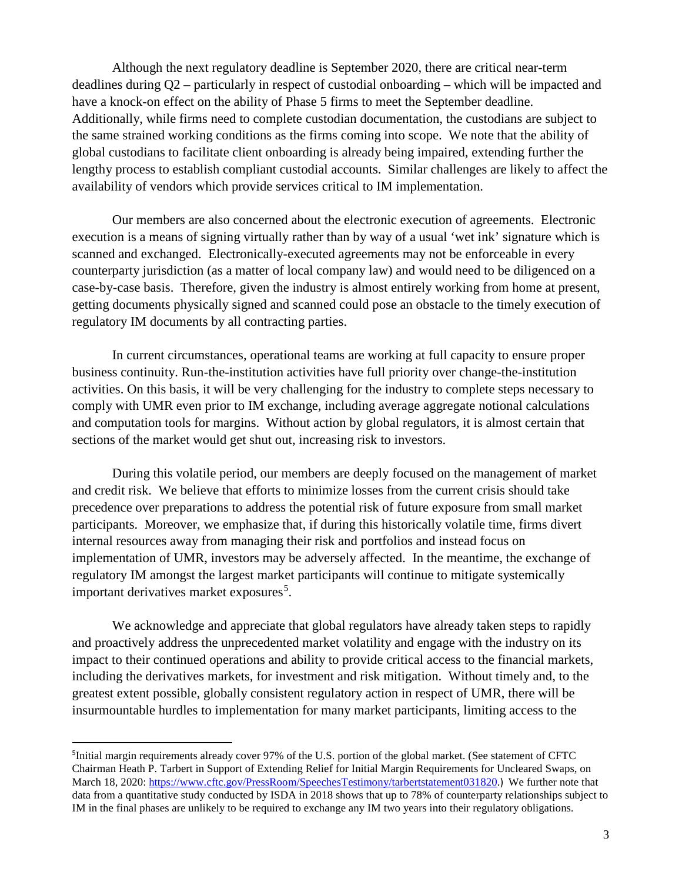Although the next regulatory deadline is September 2020, there are critical near-term deadlines during Q2 – particularly in respect of custodial onboarding – which will be impacted and have a knock-on effect on the ability of Phase 5 firms to meet the September deadline. Additionally, while firms need to complete custodian documentation, the custodians are subject to the same strained working conditions as the firms coming into scope. We note that the ability of global custodians to facilitate client onboarding is already being impaired, extending further the lengthy process to establish compliant custodial accounts. Similar challenges are likely to affect the availability of vendors which provide services critical to IM implementation.

Our members are also concerned about the electronic execution of agreements. Electronic execution is a means of signing virtually rather than by way of a usual 'wet ink' signature which is scanned and exchanged. Electronically-executed agreements may not be enforceable in every counterparty jurisdiction (as a matter of local company law) and would need to be diligenced on a case-by-case basis. Therefore, given the industry is almost entirely working from home at present, getting documents physically signed and scanned could pose an obstacle to the timely execution of regulatory IM documents by all contracting parties.

In current circumstances, operational teams are working at full capacity to ensure proper business continuity. Run-the-institution activities have full priority over change-the-institution activities. On this basis, it will be very challenging for the industry to complete steps necessary to comply with UMR even prior to IM exchange, including average aggregate notional calculations and computation tools for margins. Without action by global regulators, it is almost certain that sections of the market would get shut out, increasing risk to investors.

During this volatile period, our members are deeply focused on the management of market and credit risk. We believe that efforts to minimize losses from the current crisis should take precedence over preparations to address the potential risk of future exposure from small market participants. Moreover, we emphasize that, if during this historically volatile time, firms divert internal resources away from managing their risk and portfolios and instead focus on implementation of UMR, investors may be adversely affected. In the meantime, the exchange of regulatory IM amongst the largest market participants will continue to mitigate systemically important derivatives market exposures[5].

We acknowledge and appreciate that global regulators have already taken steps to rapidly and proactively address the unprecedented market volatility and engage with the industry on its impact to their continued operations and ability to provide critical access to the financial markets, including the derivatives markets, for investment and risk mitigation. Without timely and, to the greatest extent possible, globally consistent regulatory action in respect of UMR, there will be insurmountable hurdles to implementation for many market participants, limiting access to the

---

[5] Initial margin requirements already cover 97% of the U.S. portion of the global market. (See statement of CFTC Chairman Heath P. Tarbert in Support of Extending Relief for Initial Margin Requirements for Uncleared Swaps, on March 18, 2020: https://www.cftc.gov/PressRoom/SpeechesTestimony/tarbertstatement031820.) We further note that data from a quantitative study conducted by ISDA in 2018 shows that up to 78% of counterparty relationships subject to IM in the final phases are unlikely to be required to exchange any IM two years into their regulatory obligations.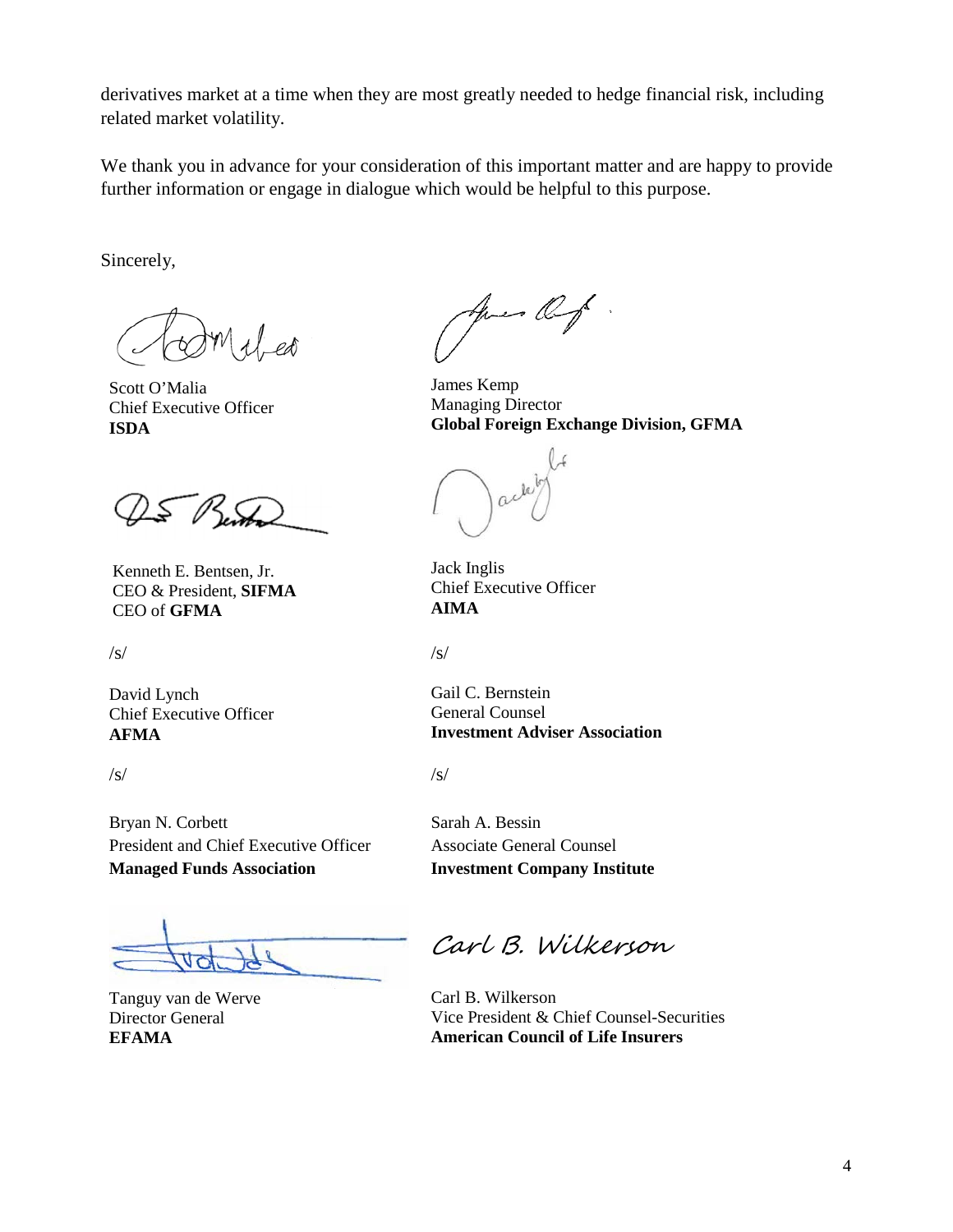derivatives market at a time when they are most greatly needed to hedge financial risk, including related market volatility.

We thank you in advance for your consideration of this important matter and are happy to provide further information or engage in dialogue which would be helpful to this purpose.

Sincerely,

Scott O'Malia  
Chief Executive Officer  
**ISDA**

James Kemp  
Managing Director  
**Global Foreign Exchange Division, GFMA**

Kenneth E. Bentsen, Jr.  
CEO & President, **SIFMA**  
CEO of **GFMA**

Jack Inglis  
Chief Executive Officer  
**AIMA**

/s/

David Lynch  
Chief Executive Officer  
**AFMA**

/s/

Gail C. Bernstein  
General Counsel  
**Investment Adviser Association**

/s/

Bryan N. Corbett  
President and Chief Executive Officer  
**Managed Funds Association**

/s/

Sarah A. Bessin  
Associate General Counsel  
**Investment Company Institute**

Tanguy van de Werve  
Director General  
**EFAMA**

*Carl B. Wilkerson*

Carl B. Wilkerson  
Vice President & Chief Counsel-Securities  
**American Council of Life Insurers**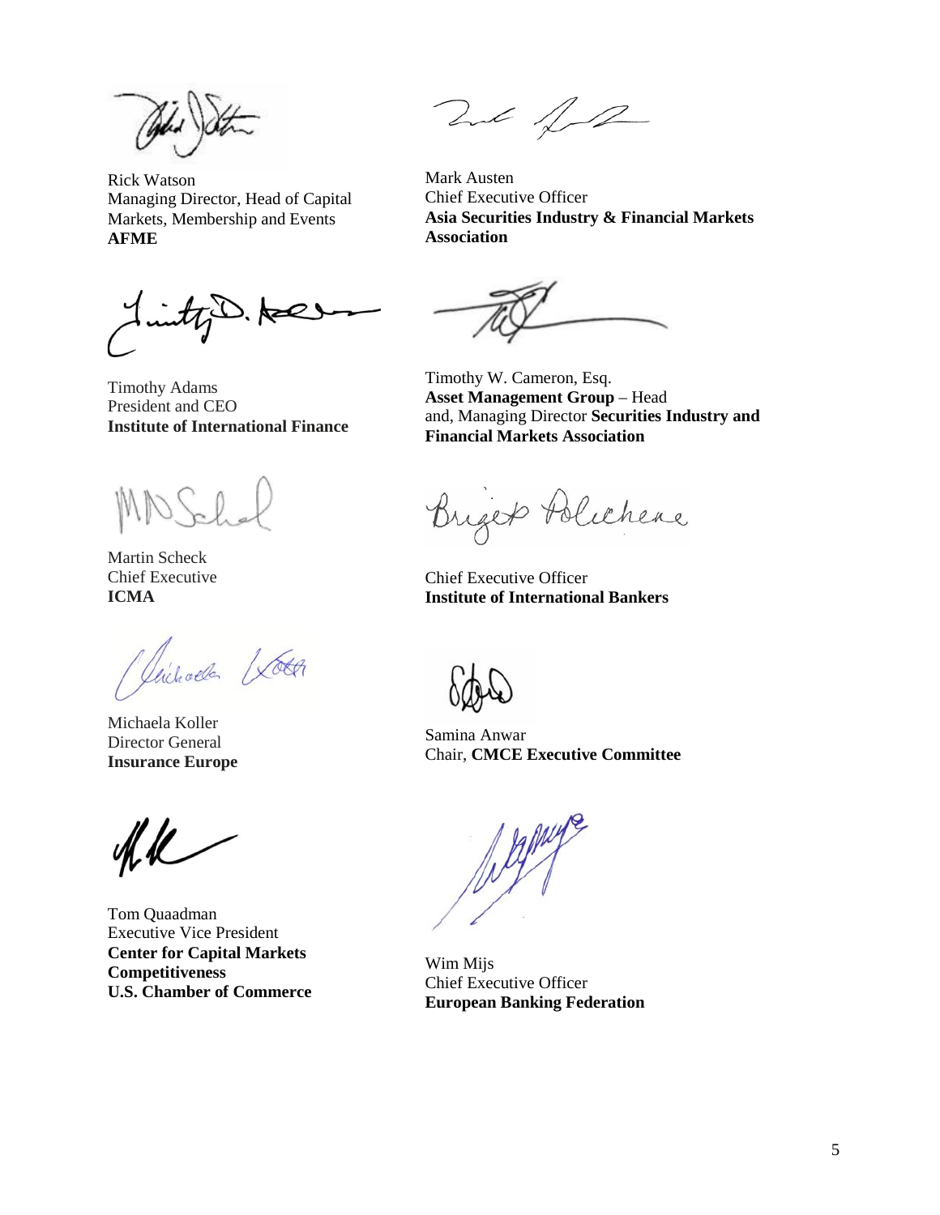Rick Watson
Managing Director, Head of Capital Markets, Membership and Events
**AFME**

Mark Austen
Chief Executive Officer
**Asia Securities Industry & Financial Markets Association**

Timothy Adams
President and CEO
**Institute of International Finance**

Timothy W. Cameron, Esq.
**Asset Management Group** – Head and, Managing Director **Securities Industry and Financial Markets Association**

Martin Scheck
Chief Executive
**ICMA**

Chief Executive Officer
**Institute of International Bankers**

Michaela Koller
Director General
**Insurance Europe**

Samina Anwar
Chair, **CMCE Executive Committee**

Tom Quaadman
Executive Vice President
**Center for Capital Markets Competitiveness**
**U.S. Chamber of Commerce**

Wim Mijs
Chief Executive Officer
**European Banking Federation**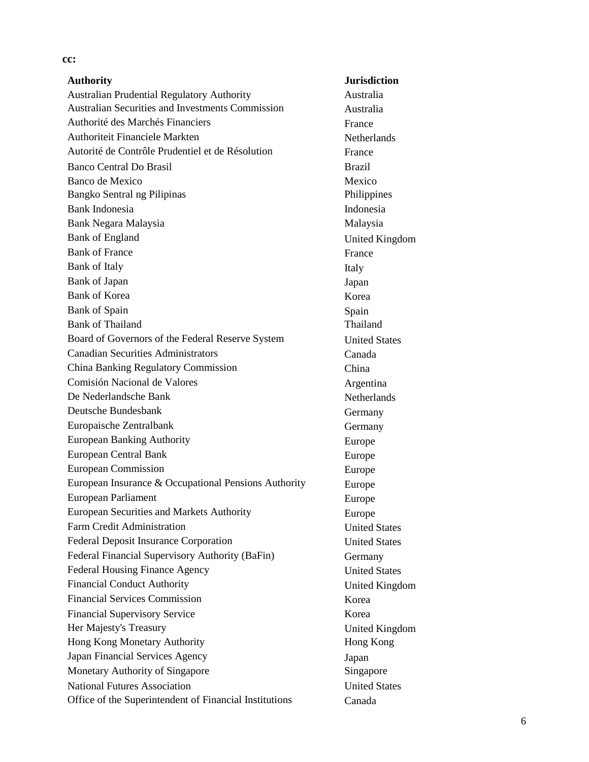**cc:**

| **Authority** | **Jurisdiction** |
| --- | --- |
| Australian Prudential Regulatory Authority | Australia |
| Australian Securities and Investments Commission | Australia |
| Authorité des Marchés Financiers | France |
| Authoriteit Financiele Markten | Netherlands |
| Autorité de Contrôle Prudentiel et de Résolution | France |
| Banco Central Do Brasil | Brazil |
| Banco de Mexico | Mexico |
| Bangko Sentral ng Pilipinas | Philippines |
| Bank Indonesia | Indonesia |
| Bank Negara Malaysia | Malaysia |
| Bank of England | United Kingdom |
| Bank of France | France |
| Bank of Italy | Italy |
| Bank of Japan | Japan |
| Bank of Korea | Korea |
| Bank of Spain | Spain |
| Bank of Thailand | Thailand |
| Board of Governors of the Federal Reserve System | United States |
| Canadian Securities Administrators | Canada |
| China Banking Regulatory Commission | China |
| Comisión Nacional de Valores | Argentina |
| De Nederlandsche Bank | Netherlands |
| Deutsche Bundesbank | Germany |
| Europaische Zentralbank | Germany |
| European Banking Authority | Europe |
| European Central Bank | Europe |
| European Commission | Europe |
| European Insurance & Occupational Pensions Authority | Europe |
| European Parliament | Europe |
| European Securities and Markets Authority | Europe |
| Farm Credit Administration | United States |
| Federal Deposit Insurance Corporation | United States |
| Federal Financial Supervisory Authority (BaFin) | Germany |
| Federal Housing Finance Agency | United States |
| Financial Conduct Authority | United Kingdom |
| Financial Services Commission | Korea |
| Financial Supervisory Service | Korea |
| Her Majesty's Treasury | United Kingdom |
| Hong Kong Monetary Authority | Hong Kong |
| Japan Financial Services Agency | Japan |
| Monetary Authority of Singapore | Singapore |
| National Futures Association | United States |
| Office of the Superintendent of Financial Institutions | Canada |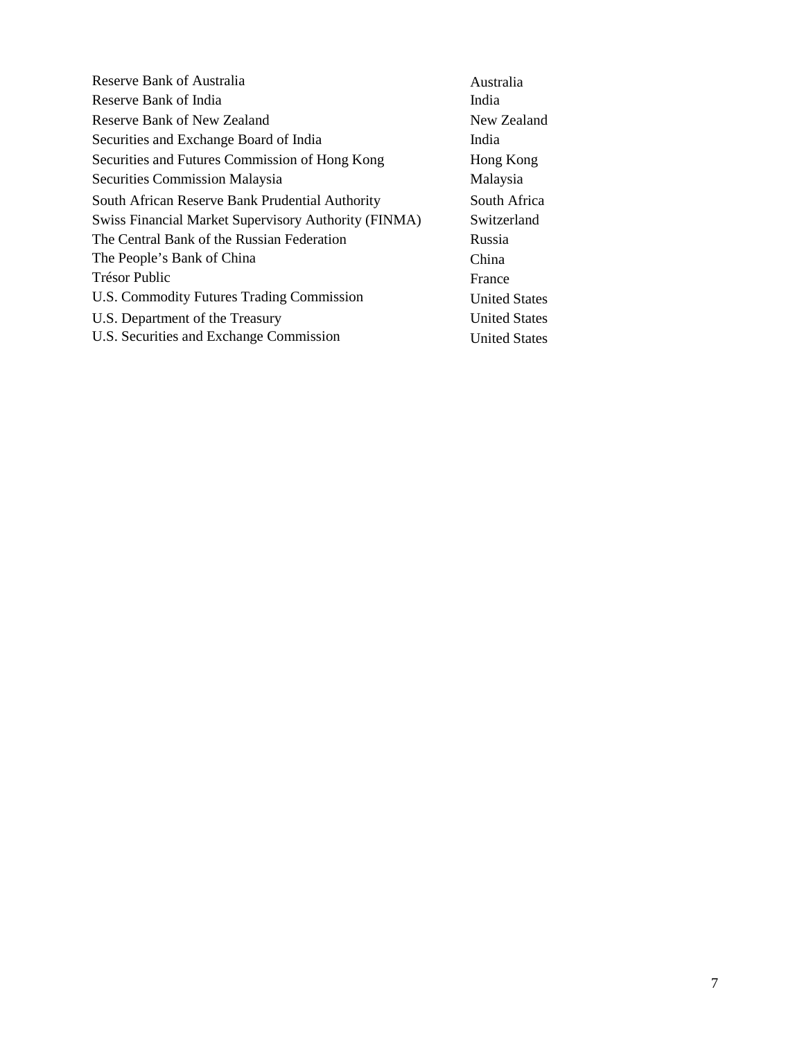| | |
|---|---|
| Reserve Bank of Australia | Australia |
| Reserve Bank of India | India |
| Reserve Bank of New Zealand | New Zealand |
| Securities and Exchange Board of India | India |
| Securities and Futures Commission of Hong Kong | Hong Kong |
| Securities Commission Malaysia | Malaysia |
| South African Reserve Bank Prudential Authority | South Africa |
| Swiss Financial Market Supervisory Authority (FINMA) | Switzerland |
| The Central Bank of the Russian Federation | Russia |
| The People's Bank of China | China |
| Trésor Public | France |
| U.S. Commodity Futures Trading Commission | United States |
| U.S. Department of the Treasury | United States |
| U.S. Securities and Exchange Commission | United States |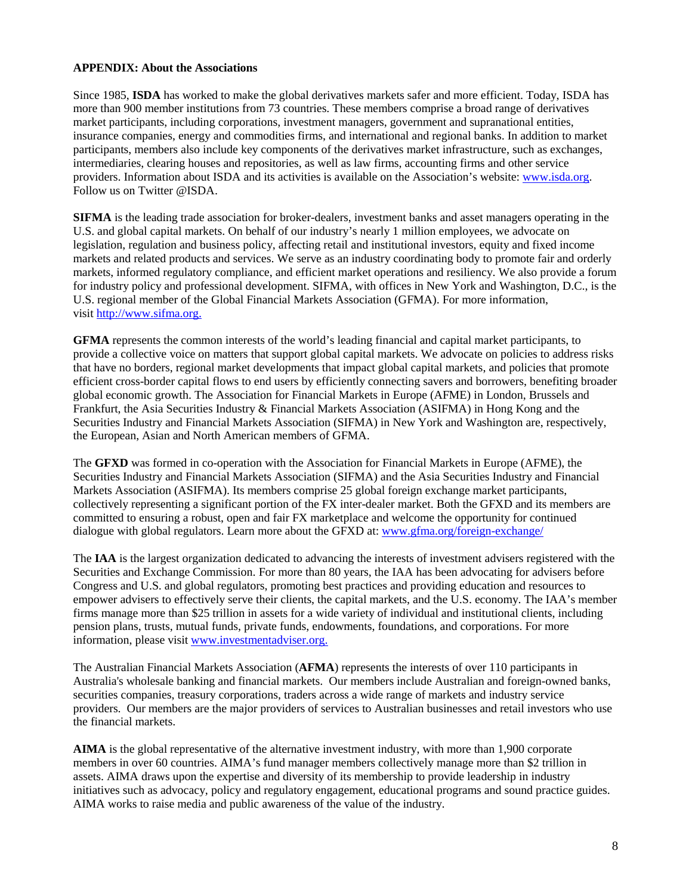**APPENDIX: About the Associations**

Since 1985, **ISDA** has worked to make the global derivatives markets safer and more efficient. Today, ISDA has more than 900 member institutions from 73 countries. These members comprise a broad range of derivatives market participants, including corporations, investment managers, government and supranational entities, insurance companies, energy and commodities firms, and international and regional banks. In addition to market participants, members also include key components of the derivatives market infrastructure, such as exchanges, intermediaries, clearing houses and repositories, as well as law firms, accounting firms and other service providers. Information about ISDA and its activities is available on the Association's website: [www.isda.org](www.isda.org). Follow us on Twitter @ISDA.

**SIFMA** is the leading trade association for broker-dealers, investment banks and asset managers operating in the U.S. and global capital markets. On behalf of our industry's nearly 1 million employees, we advocate on legislation, regulation and business policy, affecting retail and institutional investors, equity and fixed income markets and related products and services. We serve as an industry coordinating body to promote fair and orderly markets, informed regulatory compliance, and efficient market operations and resiliency. We also provide a forum for industry policy and professional development. SIFMA, with offices in New York and Washington, D.C., is the U.S. regional member of the Global Financial Markets Association (GFMA). For more information, visit [http://www.sifma.org.](http://www.sifma.org)

**GFMA** represents the common interests of the world's leading financial and capital market participants, to provide a collective voice on matters that support global capital markets. We advocate on policies to address risks that have no borders, regional market developments that impact global capital markets, and policies that promote efficient cross-border capital flows to end users by efficiently connecting savers and borrowers, benefiting broader global economic growth. The Association for Financial Markets in Europe (AFME) in London, Brussels and Frankfurt, the Asia Securities Industry & Financial Markets Association (ASIFMA) in Hong Kong and the Securities Industry and Financial Markets Association (SIFMA) in New York and Washington are, respectively, the European, Asian and North American members of GFMA.

The **GFXD** was formed in co-operation with the Association for Financial Markets in Europe (AFME), the Securities Industry and Financial Markets Association (SIFMA) and the Asia Securities Industry and Financial Markets Association (ASIFMA). Its members comprise 25 global foreign exchange market participants, collectively representing a significant portion of the FX inter-dealer market. Both the GFXD and its members are committed to ensuring a robust, open and fair FX marketplace and welcome the opportunity for continued dialogue with global regulators. Learn more about the GFXD at: [www.gfma.org/foreign-exchange/](www.gfma.org/foreign-exchange/)

The **IAA** is the largest organization dedicated to advancing the interests of investment advisers registered with the Securities and Exchange Commission. For more than 80 years, the IAA has been advocating for advisers before Congress and U.S. and global regulators, promoting best practices and providing education and resources to empower advisers to effectively serve their clients, the capital markets, and the U.S. economy. The IAA's member firms manage more than $25 trillion in assets for a wide variety of individual and institutional clients, including pension plans, trusts, mutual funds, private funds, endowments, foundations, and corporations. For more information, please visit [www.investmentadviser.org.](www.investmentadviser.org)

The Australian Financial Markets Association (**AFMA**) represents the interests of over 110 participants in Australia's wholesale banking and financial markets. Our members include Australian and foreign-owned banks, securities companies, treasury corporations, traders across a wide range of markets and industry service providers. Our members are the major providers of services to Australian businesses and retail investors who use the financial markets.

**AIMA** is the global representative of the alternative investment industry, with more than 1,900 corporate members in over 60 countries. AIMA's fund manager members collectively manage more than $2 trillion in assets. AIMA draws upon the expertise and diversity of its membership to provide leadership in industry initiatives such as advocacy, policy and regulatory engagement, educational programs and sound practice guides. AIMA works to raise media and public awareness of the value of the industry.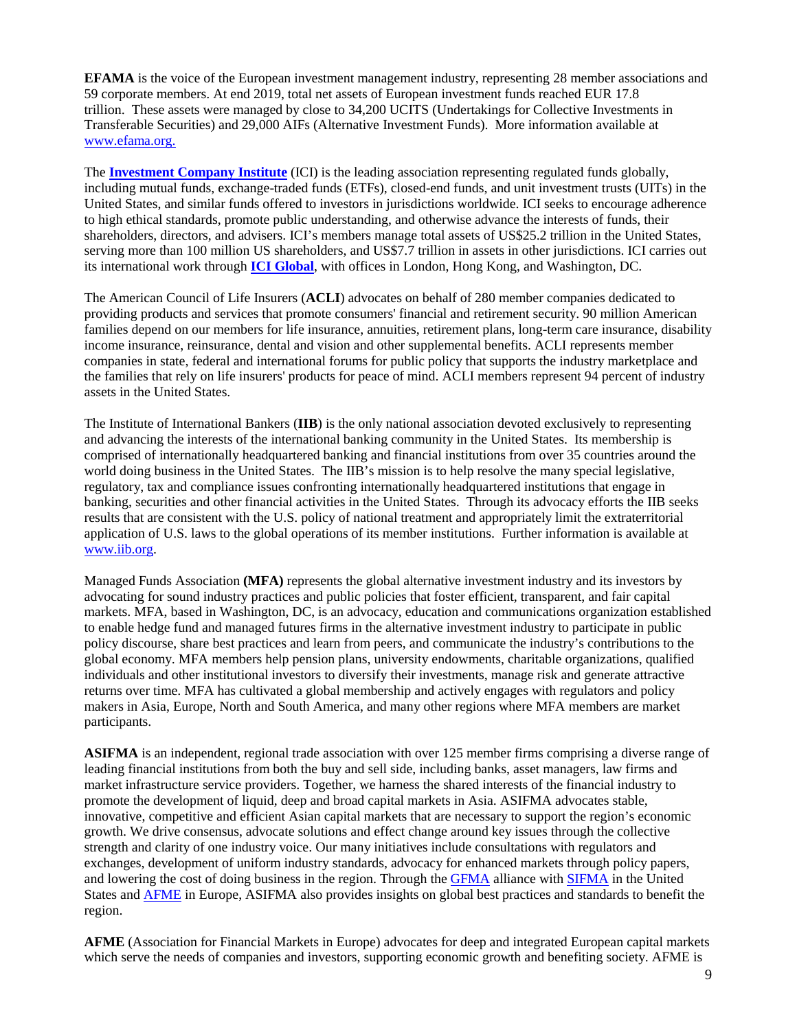**EFAMA** is the voice of the European investment management industry, representing 28 member associations and 59 corporate members. At end 2019, total net assets of European investment funds reached EUR 17.8 trillion. These assets were managed by close to 34,200 UCITS (Undertakings for Collective Investments in Transferable Securities) and 29,000 AIFs (Alternative Investment Funds). More information available at www.efama.org.

The **Investment Company Institute** (ICI) is the leading association representing regulated funds globally, including mutual funds, exchange-traded funds (ETFs), closed-end funds, and unit investment trusts (UITs) in the United States, and similar funds offered to investors in jurisdictions worldwide. ICI seeks to encourage adherence to high ethical standards, promote public understanding, and otherwise advance the interests of funds, their shareholders, directors, and advisers. ICI's members manage total assets of US$25.2 trillion in the United States, serving more than 100 million US shareholders, and US$7.7 trillion in assets in other jurisdictions. ICI carries out its international work through **ICI Global**, with offices in London, Hong Kong, and Washington, DC.

The American Council of Life Insurers (**ACLI**) advocates on behalf of 280 member companies dedicated to providing products and services that promote consumers' financial and retirement security. 90 million American families depend on our members for life insurance, annuities, retirement plans, long-term care insurance, disability income insurance, reinsurance, dental and vision and other supplemental benefits. ACLI represents member companies in state, federal and international forums for public policy that supports the industry marketplace and the families that rely on life insurers' products for peace of mind. ACLI members represent 94 percent of industry assets in the United States.

The Institute of International Bankers (**IIB**) is the only national association devoted exclusively to representing and advancing the interests of the international banking community in the United States. Its membership is comprised of internationally headquartered banking and financial institutions from over 35 countries around the world doing business in the United States. The IIB's mission is to help resolve the many special legislative, regulatory, tax and compliance issues confronting internationally headquartered institutions that engage in banking, securities and other financial activities in the United States. Through its advocacy efforts the IIB seeks results that are consistent with the U.S. policy of national treatment and appropriately limit the extraterritorial application of U.S. laws to the global operations of its member institutions. Further information is available at www.iib.org.

Managed Funds Association **(MFA)** represents the global alternative investment industry and its investors by advocating for sound industry practices and public policies that foster efficient, transparent, and fair capital markets. MFA, based in Washington, DC, is an advocacy, education and communications organization established to enable hedge fund and managed futures firms in the alternative investment industry to participate in public policy discourse, share best practices and learn from peers, and communicate the industry's contributions to the global economy. MFA members help pension plans, university endowments, charitable organizations, qualified individuals and other institutional investors to diversify their investments, manage risk and generate attractive returns over time. MFA has cultivated a global membership and actively engages with regulators and policy makers in Asia, Europe, North and South America, and many other regions where MFA members are market participants.

**ASIFMA** is an independent, regional trade association with over 125 member firms comprising a diverse range of leading financial institutions from both the buy and sell side, including banks, asset managers, law firms and market infrastructure service providers. Together, we harness the shared interests of the financial industry to promote the development of liquid, deep and broad capital markets in Asia. ASIFMA advocates stable, innovative, competitive and efficient Asian capital markets that are necessary to support the region's economic growth. We drive consensus, advocate solutions and effect change around key issues through the collective strength and clarity of one industry voice. Our many initiatives include consultations with regulators and exchanges, development of uniform industry standards, advocacy for enhanced markets through policy papers, and lowering the cost of doing business in the region. Through the GFMA alliance with SIFMA in the United States and AFME in Europe, ASIFMA also provides insights on global best practices and standards to benefit the region.

**AFME** (Association for Financial Markets in Europe) advocates for deep and integrated European capital markets which serve the needs of companies and investors, supporting economic growth and benefiting society. AFME is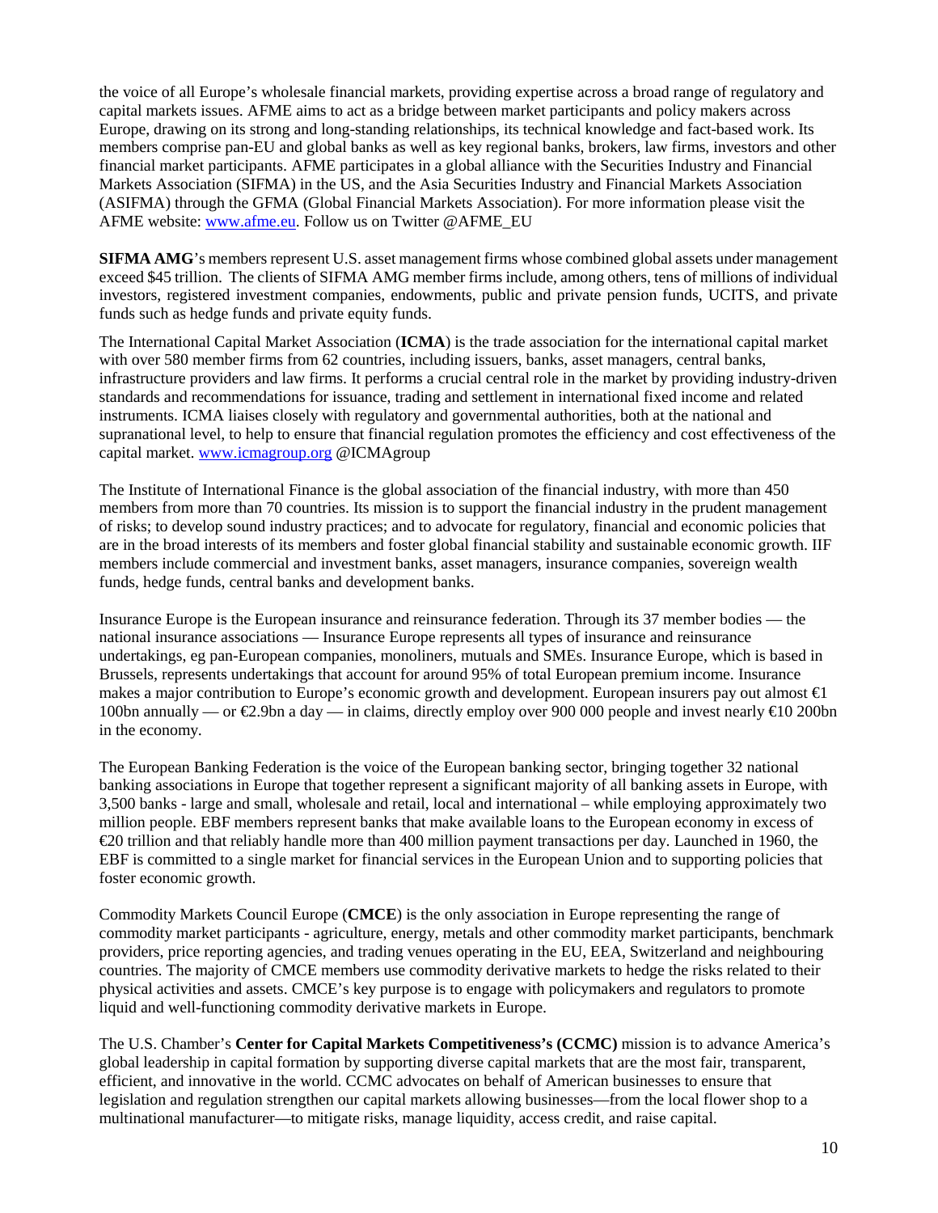the voice of all Europe's wholesale financial markets, providing expertise across a broad range of regulatory and capital markets issues. AFME aims to act as a bridge between market participants and policy makers across Europe, drawing on its strong and long-standing relationships, its technical knowledge and fact-based work. Its members comprise pan-EU and global banks as well as key regional banks, brokers, law firms, investors and other financial market participants. AFME participates in a global alliance with the Securities Industry and Financial Markets Association (SIFMA) in the US, and the Asia Securities Industry and Financial Markets Association (ASIFMA) through the GFMA (Global Financial Markets Association). For more information please visit the AFME website: www.afme.eu. Follow us on Twitter @AFME_EU

**SIFMA AMG**'s members represent U.S. asset management firms whose combined global assets under management exceed $45 trillion. The clients of SIFMA AMG member firms include, among others, tens of millions of individual investors, registered investment companies, endowments, public and private pension funds, UCITS, and private funds such as hedge funds and private equity funds.

The International Capital Market Association (**ICMA**) is the trade association for the international capital market with over 580 member firms from 62 countries, including issuers, banks, asset managers, central banks, infrastructure providers and law firms. It performs a crucial central role in the market by providing industry-driven standards and recommendations for issuance, trading and settlement in international fixed income and related instruments. ICMA liaises closely with regulatory and governmental authorities, both at the national and supranational level, to help to ensure that financial regulation promotes the efficiency and cost effectiveness of the capital market. www.icmagroup.org @ICMAgroup

The Institute of International Finance is the global association of the financial industry, with more than 450 members from more than 70 countries. Its mission is to support the financial industry in the prudent management of risks; to develop sound industry practices; and to advocate for regulatory, financial and economic policies that are in the broad interests of its members and foster global financial stability and sustainable economic growth. IIF members include commercial and investment banks, asset managers, insurance companies, sovereign wealth funds, hedge funds, central banks and development banks.

Insurance Europe is the European insurance and reinsurance federation. Through its 37 member bodies — the national insurance associations — Insurance Europe represents all types of insurance and reinsurance undertakings, eg pan-European companies, monoliners, mutuals and SMEs. Insurance Europe, which is based in Brussels, represents undertakings that account for around 95% of total European premium income. Insurance makes a major contribution to Europe's economic growth and development. European insurers pay out almost €1 100bn annually — or €2.9bn a day — in claims, directly employ over 900 000 people and invest nearly €10 200bn in the economy.

The European Banking Federation is the voice of the European banking sector, bringing together 32 national banking associations in Europe that together represent a significant majority of all banking assets in Europe, with 3,500 banks - large and small, wholesale and retail, local and international – while employing approximately two million people. EBF members represent banks that make available loans to the European economy in excess of €20 trillion and that reliably handle more than 400 million payment transactions per day. Launched in 1960, the EBF is committed to a single market for financial services in the European Union and to supporting policies that foster economic growth.

Commodity Markets Council Europe (**CMCE**) is the only association in Europe representing the range of commodity market participants - agriculture, energy, metals and other commodity market participants, benchmark providers, price reporting agencies, and trading venues operating in the EU, EEA, Switzerland and neighbouring countries. The majority of CMCE members use commodity derivative markets to hedge the risks related to their physical activities and assets. CMCE's key purpose is to engage with policymakers and regulators to promote liquid and well-functioning commodity derivative markets in Europe.

The U.S. Chamber's **Center for Capital Markets Competitiveness's (CCMC)** mission is to advance America's global leadership in capital formation by supporting diverse capital markets that are the most fair, transparent, efficient, and innovative in the world. CCMC advocates on behalf of American businesses to ensure that legislation and regulation strengthen our capital markets allowing businesses—from the local flower shop to a multinational manufacturer—to mitigate risks, manage liquidity, access credit, and raise capital.